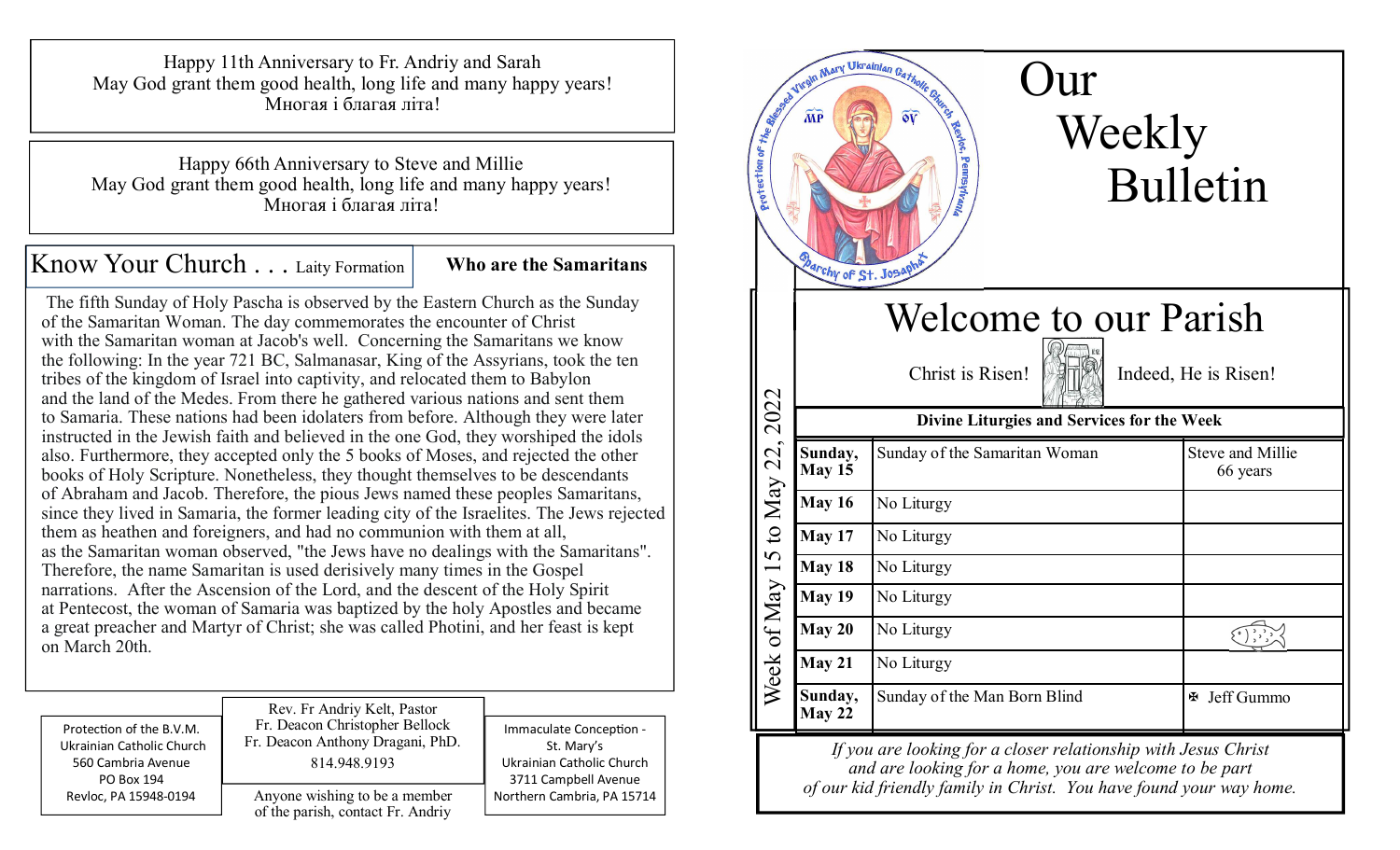Happy 11th Anniversary to Fr. Andriy and Sarah
May God grant them good health, long life and many happy years!
Многая і благая літа!

Happy 66th Anniversary to Steve and Millie
May God grant them good health, long life and many happy years!
Многая і благая літа!

## Know Your Church . . . Laity Formation

### Who are the Samaritans

The fifth Sunday of Holy Pascha is observed by the Eastern Church as the Sunday of the Samaritan Woman. The day commemorates the encounter of Christ with the Samaritan woman at Jacob's well. Concerning the Samaritans we know the following: In the year 721 BC, Salmanasar, King of the Assyrians, took the ten tribes of the kingdom of Israel into captivity, and relocated them to Babylon and the land of the Medes. From there he gathered various nations and sent them to Samaria. These nations had been idolaters from before. Although they were later instructed in the Jewish faith and believed in the one God, they worshiped the idols also. Furthermore, they accepted only the 5 books of Moses, and rejected the other books of Holy Scripture. Nonetheless, they thought themselves to be descendants of Abraham and Jacob. Therefore, the pious Jews named these peoples Samaritans, since they lived in Samaria, the former leading city of the Israelites. The Jews rejected them as heathen and foreigners, and had no communion with them at all, as the Samaritan woman observed, "the Jews have no dealings with the Samaritans". Therefore, the name Samaritan is used derisively many times in the Gospel narrations. After the Ascension of the Lord, and the descent of the Holy Spirit at Pentecost, the woman of Samaria was baptized by the holy Apostles and became a great preacher and Martyr of Christ; she was called Photini, and her feast is kept on March 20th.

Protection of the B.V.M.
Ukrainian Catholic Church
560 Cambria Avenue
PO Box 194
Revloc, PA 15948-0194

Rev. Fr Andriy Kelt, Pastor
Fr. Deacon Christopher Bellock
Fr. Deacon Anthony Dragani, PhD.
814.948.9193

Anyone wishing to be a member of the parish, contact Fr. Andriy

Immaculate Conception -
St. Mary's
Ukrainian Catholic Church
3711 Campbell Avenue
Northern Cambria, PA 15714

# Our Weekly Bulletin

Protection of the Blessed Virgin Mary Ukrainian Catholic Church, Revloc, Pennsylvania — Eparchy of St. Josaphat

## Welcome to our Parish

Christ is Risen! Indeed, He is Risen!

Week of May 15 to May 22, 2022

| Divine Liturgies and Services for the Week | | |
|---|---|---|
| **Sunday, May 15** | Sunday of the Samaritan Woman | Steve and Millie 66 years |
| **May 16** | No Liturgy | |
| **May 17** | No Liturgy | |
| **May 18** | No Liturgy | |
| **May 19** | No Liturgy | |
| **May 20** | No Liturgy | |
| **May 21** | No Liturgy | |
| **Sunday, May 22** | Sunday of the Man Born Blind | ✠ Jeff Gummo |

*If you are looking for a closer relationship with Jesus Christ and are looking for a home, you are welcome to be part of our kid friendly family in Christ. You have found your way home.*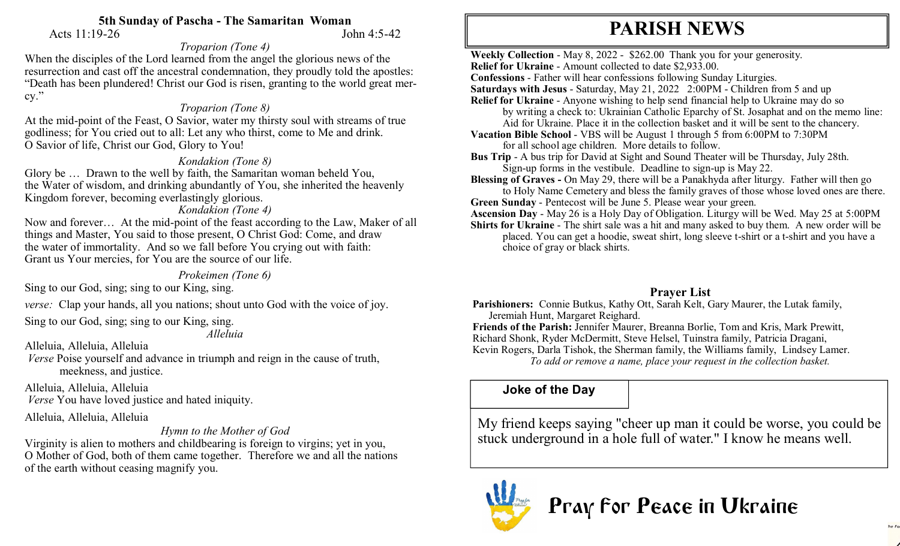## 5th Sunday of Pascha - The Samaritan Woman

Acts 11:19-26 John 4:5-42

*Troparion (Tone 4)*

When the disciples of the Lord learned from the angel the glorious news of the resurrection and cast off the ancestral condemnation, they proudly told the apostles: "Death has been plundered! Christ our God is risen, granting to the world great mercy."

*Troparion (Tone 8)*

At the mid-point of the Feast, O Savior, water my thirsty soul with streams of true godliness; for You cried out to all: Let any who thirst, come to Me and drink. O Savior of life, Christ our God, Glory to You!

*Kondakion (Tone 8)*

Glory be … Drawn to the well by faith, the Samaritan woman beheld You, the Water of wisdom, and drinking abundantly of You, she inherited the heavenly Kingdom forever, becoming everlastingly glorious.

*Kondakion (Tone 4)*

Now and forever… At the mid-point of the feast according to the Law, Maker of all things and Master, You said to those present, O Christ God: Come, and draw the water of immortality. And so we fall before You crying out with faith: Grant us Your mercies, for You are the source of our life.

*Prokeimen (Tone 6)*

Sing to our God, sing; sing to our King, sing.

*verse:* Clap your hands, all you nations; shout unto God with the voice of joy.

Sing to our God, sing; sing to our King, sing.

*Alleluia*

Alleluia, Alleluia, Alleluia

*Verse* Poise yourself and advance in triumph and reign in the cause of truth, meekness, and justice.

Alleluia, Alleluia, Alleluia

*Verse* You have loved justice and hated iniquity.

Alleluia, Alleluia, Alleluia

*Hymn to the Mother of God*

Virginity is alien to mothers and childbearing is foreign to virgins; yet in you, O Mother of God, both of them came together. Therefore we and all the nations of the earth without ceasing magnify you.

# PARISH NEWS

**Weekly Collection** - May 8, 2022 - $262.00 Thank you for your generosity.
**Relief for Ukraine** - Amount collected to date $2,933.00.
**Confessions** - Father will hear confessions following Sunday Liturgies.
**Saturdays with Jesus** - Saturday, May 21, 2022 2:00PM - Children from 5 and up
**Relief for Ukraine** - Anyone wishing to help send financial help to Ukraine may do so by writing a check to: Ukrainian Catholic Eparchy of St. Josaphat and on the memo line: Aid for Ukraine. Place it in the collection basket and it will be sent to the chancery.
**Vacation Bible School** - VBS will be August 1 through 5 from 6:00PM to 7:30PM for all school age children. More details to follow.
**Bus Trip** - A bus trip for David at Sight and Sound Theater will be Thursday, July 28th. Sign-up forms in the vestibule. Deadline to sign-up is May 22.
**Blessing of Graves -** On May 29, there will be a Panakhyda after liturgy. Father will then go to Holy Name Cemetery and bless the family graves of those whose loved ones are there.
**Green Sunday** - Pentecost will be June 5. Please wear your green.
**Ascension Day** - May 26 is a Holy Day of Obligation. Liturgy will be Wed. May 25 at 5:00PM
**Shirts for Ukraine** - The shirt sale was a hit and many asked to buy them. A new order will be placed. You can get a hoodie, sweat shirt, long sleeve t-shirt or a t-shirt and you have a choice of gray or black shirts.

## Prayer List

**Parishioners:** Connie Butkus, Kathy Ott, Sarah Kelt, Gary Maurer, the Lutak family, Jeremiah Hunt, Margaret Reighard.
**Friends of the Parish:** Jennifer Maurer, Breanna Borlie, Tom and Kris, Mark Prewitt, Richard Shonk, Ryder McDermitt, Steve Helsel, Tuinstra family, Patricia Dragani, Kevin Rogers, Darla Tishok, the Sherman family, the Williams family, Lindsey Lamer.
*To add or remove a name, place your request in the collection basket.*

**Joke of the Day**

My friend keeps saying "cheer up man it could be worse, you could be stuck underground in a hole full of water." I know he means well.

Pray for Peace in Ukraine